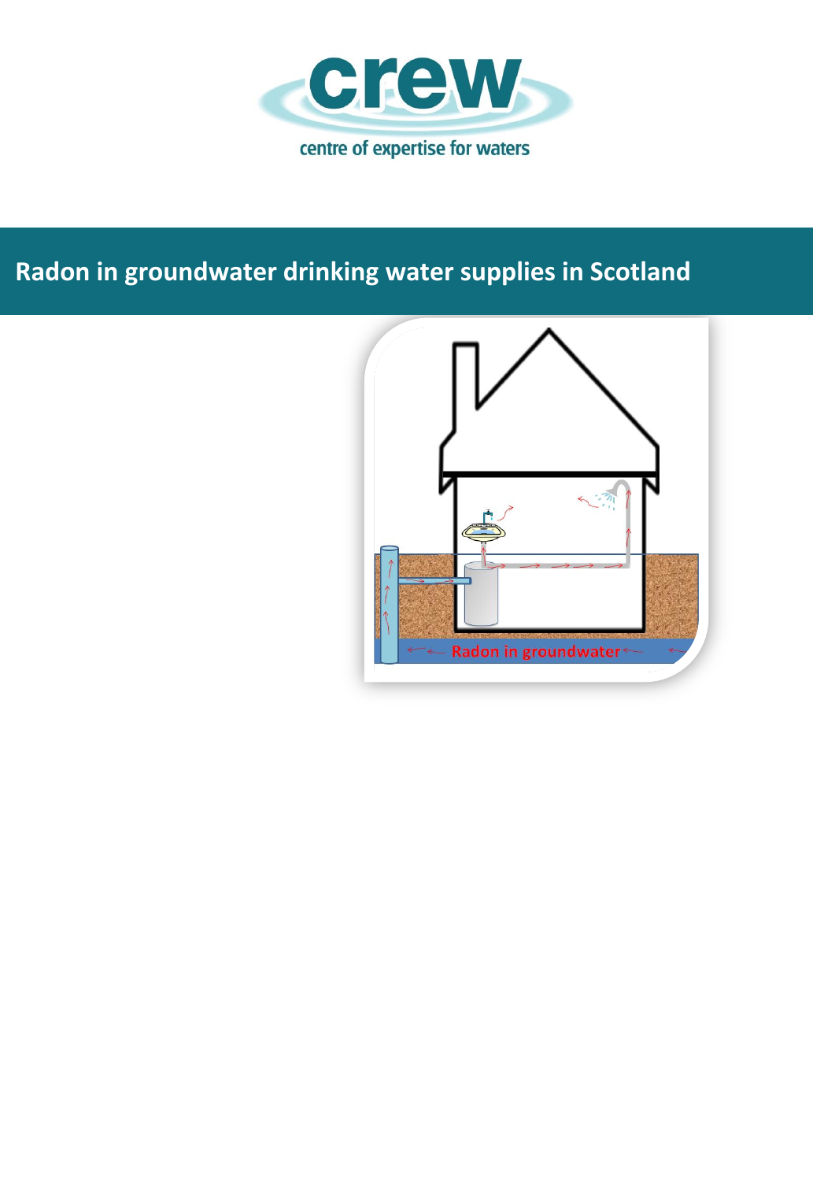crew

centre of expertise for waters

# Radon in groundwater drinking water supplies in Scotland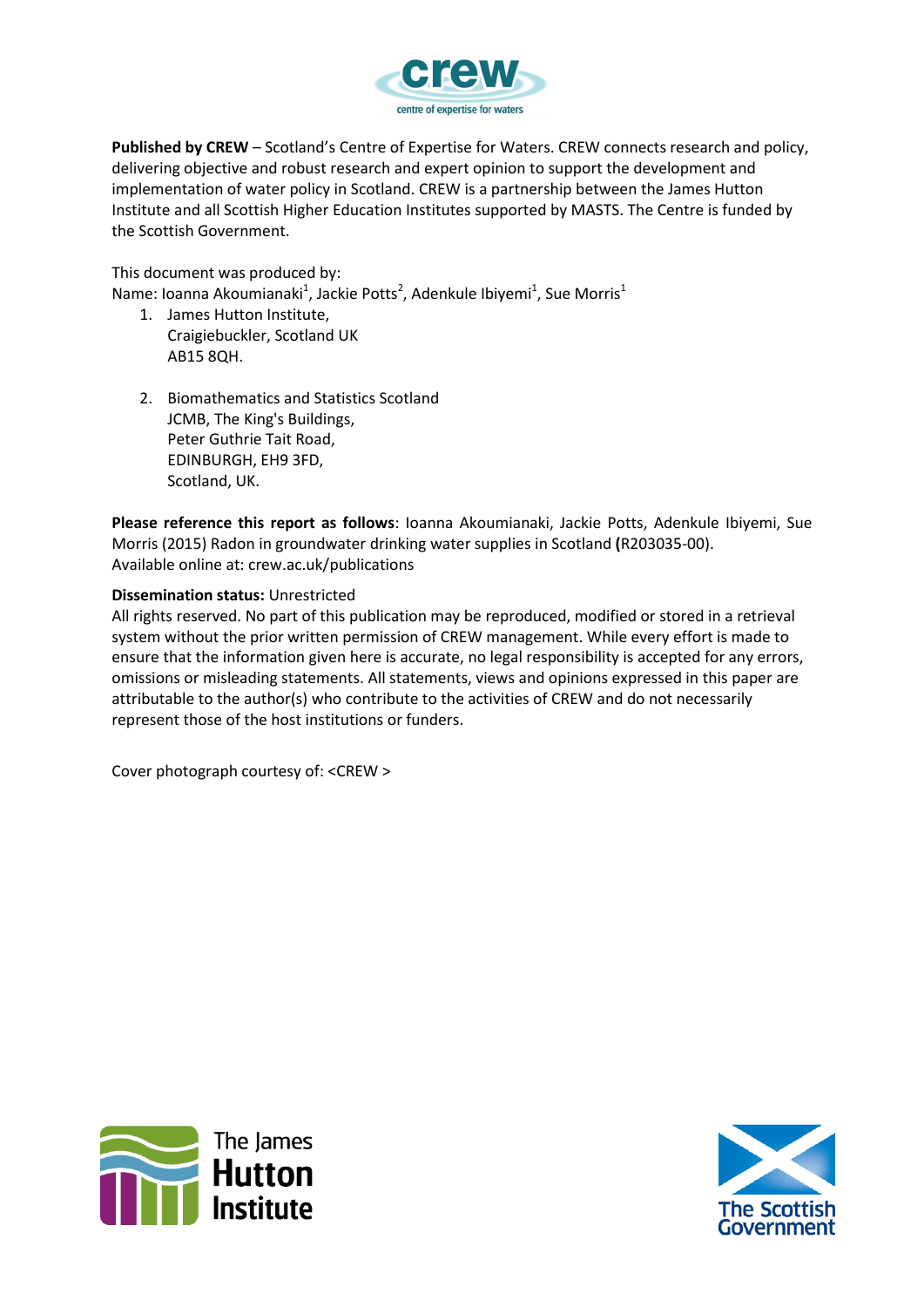**Published by CREW** – Scotland's Centre of Expertise for Waters. CREW connects research and policy, delivering objective and robust research and expert opinion to support the development and implementation of water policy in Scotland. CREW is a partnership between the James Hutton Institute and all Scottish Higher Education Institutes supported by MASTS. The Centre is funded by the Scottish Government.

This document was produced by:
Name: Ioanna Akoumianaki[1], Jackie Potts[2], Adenkule Ibiyemi[1], Sue Morris[1]

1. James Hutton Institute,
   Craigiebuckler, Scotland UK
   AB15 8QH.

2. Biomathematics and Statistics Scotland
   JCMB, The King's Buildings,
   Peter Guthrie Tait Road,
   EDINBURGH, EH9 3FD,
   Scotland, UK.

**Please reference this report as follows**: Ioanna Akoumianaki, Jackie Potts, Adenkule Ibiyemi, Sue Morris (2015) Radon in groundwater drinking water supplies in Scotland **(**R203035-00).
Available online at: crew.ac.uk/publications

**Dissemination status:** Unrestricted
All rights reserved. No part of this publication may be reproduced, modified or stored in a retrieval system without the prior written permission of CREW management. While every effort is made to ensure that the information given here is accurate, no legal responsibility is accepted for any errors, omissions or misleading statements. All statements, views and opinions expressed in this paper are attributable to the author(s) who contribute to the activities of CREW and do not necessarily represent those of the host institutions or funders.

Cover photograph courtesy of: <CREW >

The James Hutton Institute

The Scottish Government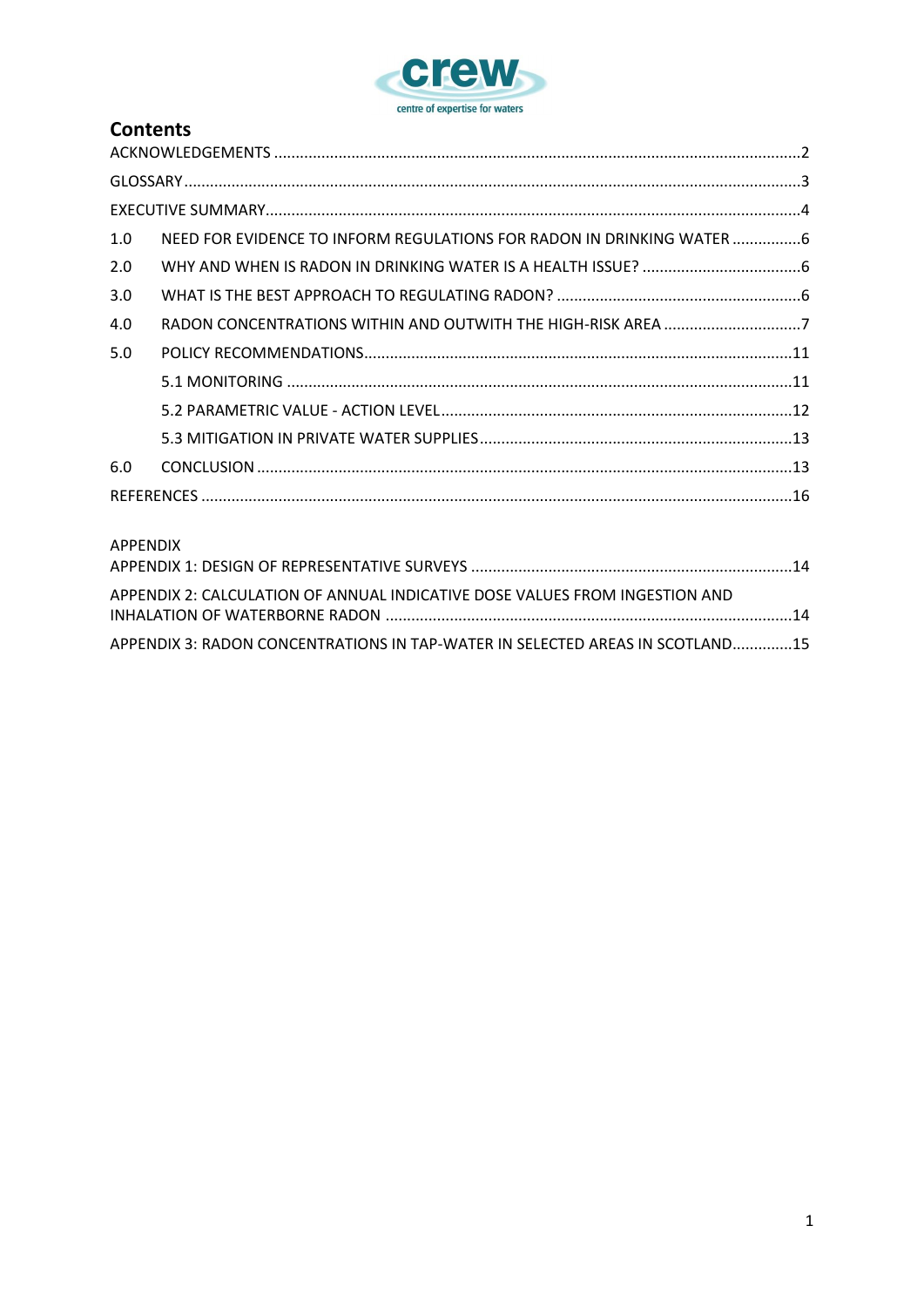## Contents

ACKNOWLEDGEMENTS ....................................................................................................................2

GLOSSARY ..................................................................................................................................3

EXECUTIVE SUMMARY..................................................................................................................4

1.0 NEED FOR EVIDENCE TO INFORM REGULATIONS FOR RADON IN DRINKING WATER ................6

2.0 WHY AND WHEN IS RADON IN DRINKING WATER IS A HEALTH ISSUE? .....................................6

3.0 WHAT IS THE BEST APPROACH TO REGULATING RADON? .........................................................6

4.0 RADON CONCENTRATIONS WITHIN AND OUTWITH THE HIGH-RISK AREA ................................7

5.0 POLICY RECOMMENDATIONS...................................................................................................11

5.1 MONITORING ...........................................................................................................................11

5.2 PARAMETRIC VALUE - ACTION LEVEL.........................................................................................12

5.3 MITIGATION IN PRIVATE WATER SUPPLIES.................................................................................13

6.0 CONCLUSION ...........................................................................................................................13

REFERENCES ...............................................................................................................................16

APPENDIX

APPENDIX 1: DESIGN OF REPRESENTATIVE SURVEYS ..................................................................14

APPENDIX 2: CALCULATION OF ANNUAL INDICATIVE DOSE VALUES FROM INGESTION AND INHALATION OF WATERBORNE RADON ..................................................................................14

APPENDIX 3: RADON CONCENTRATIONS IN TAP-WATER IN SELECTED AREAS IN SCOTLAND.............15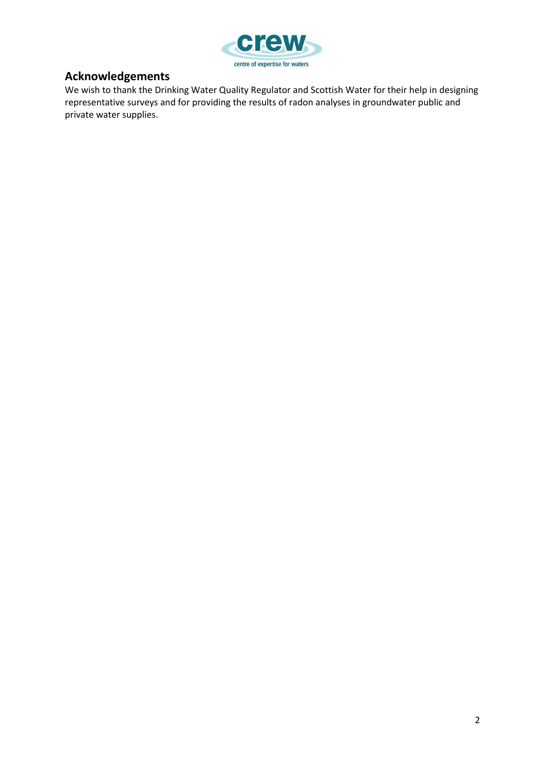## Acknowledgements

We wish to thank the Drinking Water Quality Regulator and Scottish Water for their help in designing representative surveys and for providing the results of radon analyses in groundwater public and private water supplies.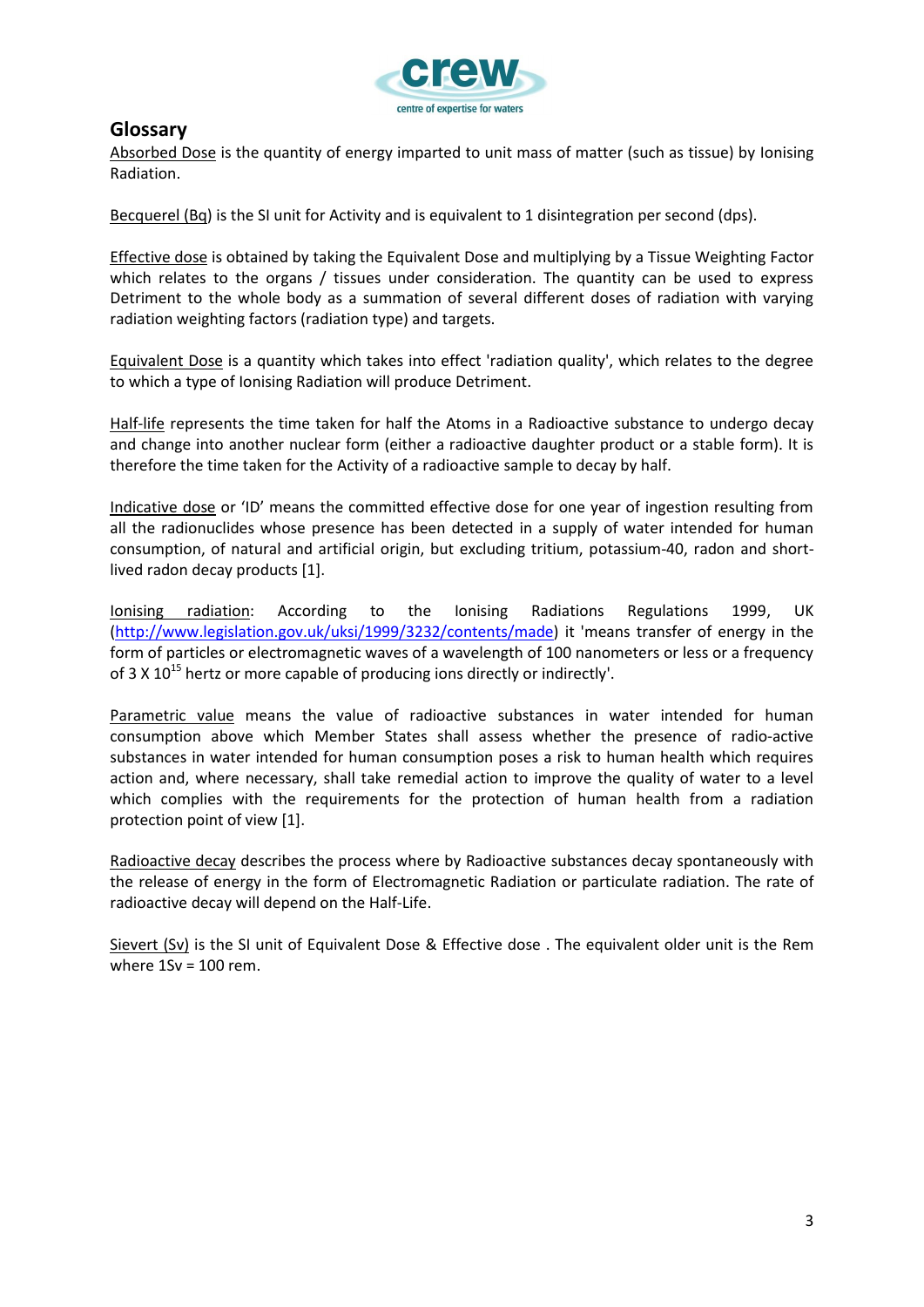## Glossary

Absorbed Dose is the quantity of energy imparted to unit mass of matter (such as tissue) by Ionising Radiation.

Becquerel (Bq) is the SI unit for Activity and is equivalent to 1 disintegration per second (dps).

Effective dose is obtained by taking the Equivalent Dose and multiplying by a Tissue Weighting Factor which relates to the organs / tissues under consideration. The quantity can be used to express Detriment to the whole body as a summation of several different doses of radiation with varying radiation weighting factors (radiation type) and targets.

Equivalent Dose is a quantity which takes into effect 'radiation quality', which relates to the degree to which a type of Ionising Radiation will produce Detriment.

Half-life represents the time taken for half the Atoms in a Radioactive substance to undergo decay and change into another nuclear form (either a radioactive daughter product or a stable form). It is therefore the time taken for the Activity of a radioactive sample to decay by half.

Indicative dose or 'ID' means the committed effective dose for one year of ingestion resulting from all the radionuclides whose presence has been detected in a supply of water intended for human consumption, of natural and artificial origin, but excluding tritium, potassium-40, radon and short-lived radon decay products [1].

Ionising radiation: According to the Ionising Radiations Regulations 1999, UK (http://www.legislation.gov.uk/uksi/1999/3232/contents/made) it 'means transfer of energy in the form of particles or electromagnetic waves of a wavelength of 100 nanometers or less or a frequency of $3 \times 10^{15}$ hertz or more capable of producing ions directly or indirectly'.

Parametric value means the value of radioactive substances in water intended for human consumption above which Member States shall assess whether the presence of radio-active substances in water intended for human consumption poses a risk to human health which requires action and, where necessary, shall take remedial action to improve the quality of water to a level which complies with the requirements for the protection of human health from a radiation protection point of view [1].

Radioactive decay describes the process where by Radioactive substances decay spontaneously with the release of energy in the form of Electromagnetic Radiation or particulate radiation. The rate of radioactive decay will depend on the Half-Life.

Sievert (Sv) is the SI unit of Equivalent Dose & Effective dose . The equivalent older unit is the Rem where 1Sv = 100 rem.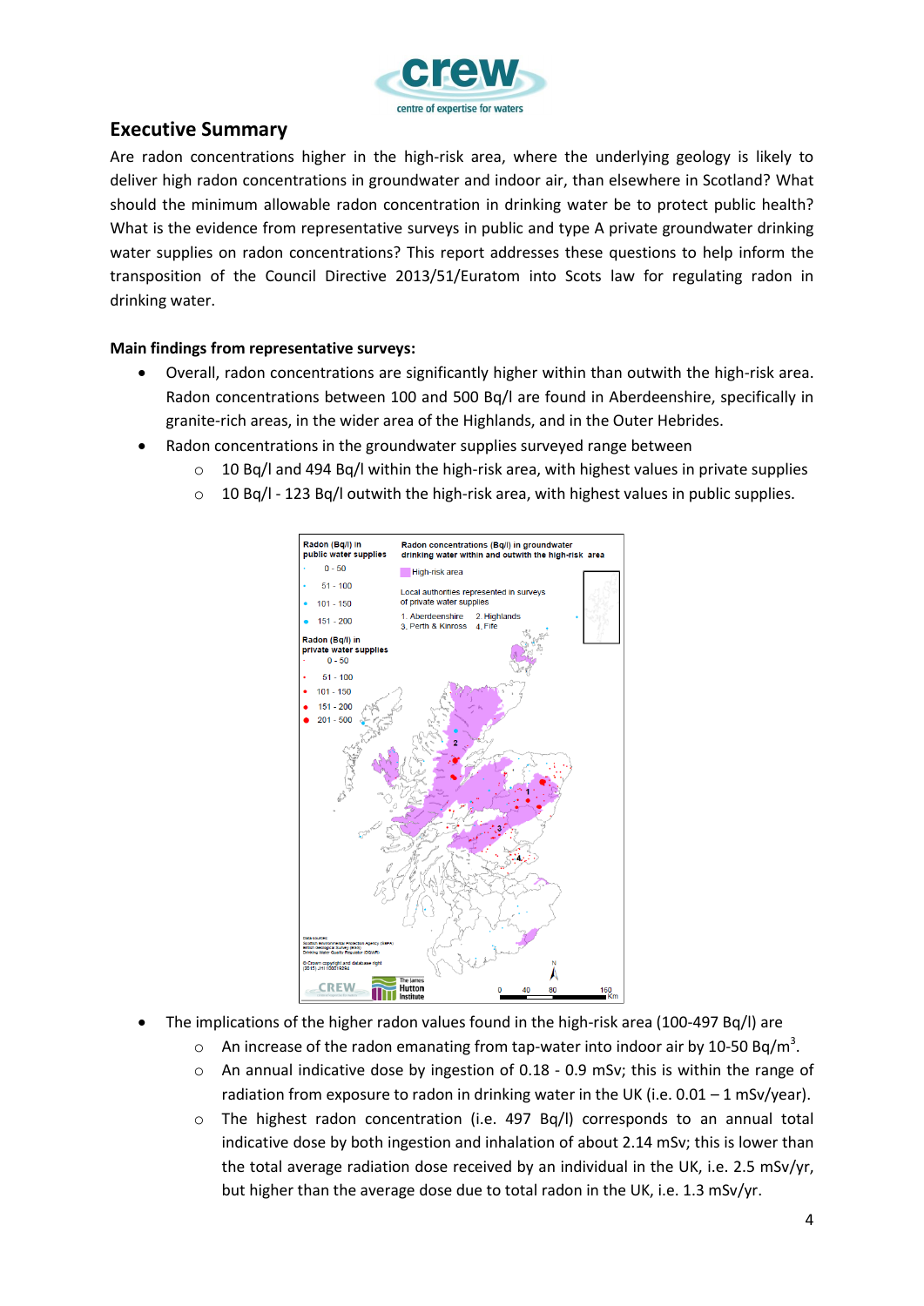## Executive Summary

Are radon concentrations higher in the high-risk area, where the underlying geology is likely to deliver high radon concentrations in groundwater and indoor air, than elsewhere in Scotland? What should the minimum allowable radon concentration in drinking water be to protect public health? What is the evidence from representative surveys in public and type A private groundwater drinking water supplies on radon concentrations? This report addresses these questions to help inform the transposition of the Council Directive 2013/51/Euratom into Scots law for regulating radon in drinking water.

**Main findings from representative surveys:**

- Overall, radon concentrations are significantly higher within than outwith the high-risk area. Radon concentrations between 100 and 500 Bq/l are found in Aberdeenshire, specifically in granite-rich areas, in the wider area of the Highlands, and in the Outer Hebrides.
- Radon concentrations in the groundwater supplies surveyed range between
  - 10 Bq/l and 494 Bq/l within the high-risk area, with highest values in private supplies
  - 10 Bq/l - 123 Bq/l outwith the high-risk area, with highest values in public supplies.
- The implications of the higher radon values found in the high-risk area (100-497 Bq/l) are
  - An increase of the radon emanating from tap-water into indoor air by 10-50 Bq/m$^3$.
  - An annual indicative dose by ingestion of 0.18 - 0.9 mSv; this is within the range of radiation from exposure to radon in drinking water in the UK (i.e. 0.01 – 1 mSv/year).
  - The highest radon concentration (i.e. 497 Bq/l) corresponds to an annual total indicative dose by both ingestion and inhalation of about 2.14 mSv; this is lower than the total average radiation dose received by an individual in the UK, i.e. 2.5 mSv/yr, but higher than the average dose due to total radon in the UK, i.e. 1.3 mSv/yr.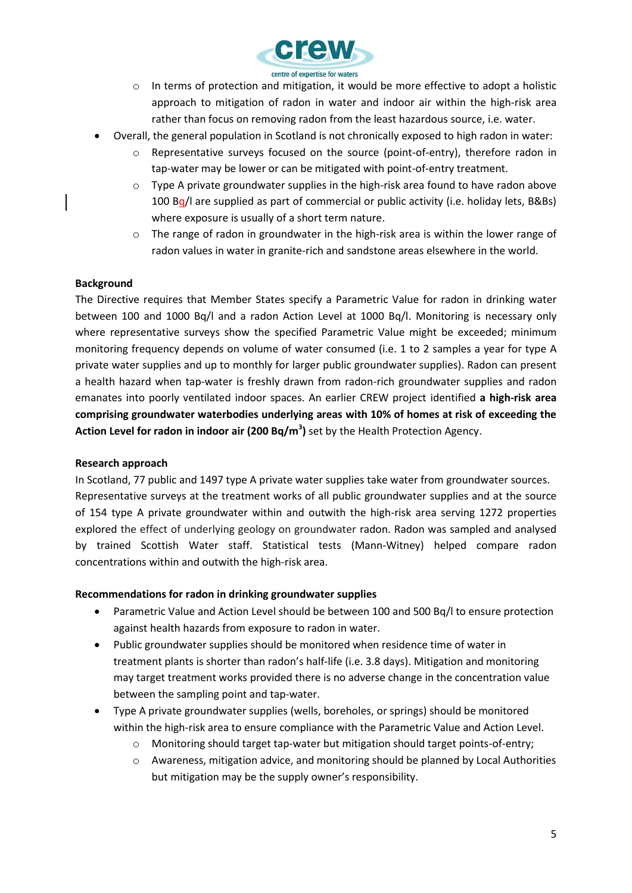- In terms of protection and mitigation, it would be more effective to adopt a holistic approach to mitigation of radon in water and indoor air within the high-risk area rather than focus on removing radon from the least hazardous source, i.e. water.
- Overall, the general population in Scotland is not chronically exposed to high radon in water:
  - Representative surveys focused on the source (point-of-entry), therefore radon in tap-water may be lower or can be mitigated with point-of-entry treatment.
  - Type A private groundwater supplies in the high-risk area found to have radon above 100 Bq/l are supplied as part of commercial or public activity (i.e. holiday lets, B&Bs) where exposure is usually of a short term nature.
  - The range of radon in groundwater in the high-risk area is within the lower range of radon values in water in granite-rich and sandstone areas elsewhere in the world.

**Background**

The Directive requires that Member States specify a Parametric Value for radon in drinking water between 100 and 1000 Bq/l and a radon Action Level at 1000 Bq/l. Monitoring is necessary only where representative surveys show the specified Parametric Value might be exceeded; minimum monitoring frequency depends on volume of water consumed (i.e. 1 to 2 samples a year for type A private water supplies and up to monthly for larger public groundwater supplies). Radon can present a health hazard when tap-water is freshly drawn from radon-rich groundwater supplies and radon emanates into poorly ventilated indoor spaces. An earlier CREW project identified **a high-risk area comprising groundwater waterbodies underlying areas with 10% of homes at risk of exceeding the Action Level for radon in indoor air (200 Bq/m$^3$)** set by the Health Protection Agency.

**Research approach**

In Scotland, 77 public and 1497 type A private water supplies take water from groundwater sources. Representative surveys at the treatment works of all public groundwater supplies and at the source of 154 type A private groundwater within and outwith the high-risk area serving 1272 properties explored the effect of underlying geology on groundwater radon. Radon was sampled and analysed by trained Scottish Water staff. Statistical tests (Mann-Witney) helped compare radon concentrations within and outwith the high-risk area.

**Recommendations for radon in drinking groundwater supplies**

- Parametric Value and Action Level should be between 100 and 500 Bq/l to ensure protection against health hazards from exposure to radon in water.
- Public groundwater supplies should be monitored when residence time of water in treatment plants is shorter than radon's half-life (i.e. 3.8 days). Mitigation and monitoring may target treatment works provided there is no adverse change in the concentration value between the sampling point and tap-water.
- Type A private groundwater supplies (wells, boreholes, or springs) should be monitored within the high-risk area to ensure compliance with the Parametric Value and Action Level.
  - Monitoring should target tap-water but mitigation should target points-of-entry;
  - Awareness, mitigation advice, and monitoring should be planned by Local Authorities but mitigation may be the supply owner's responsibility.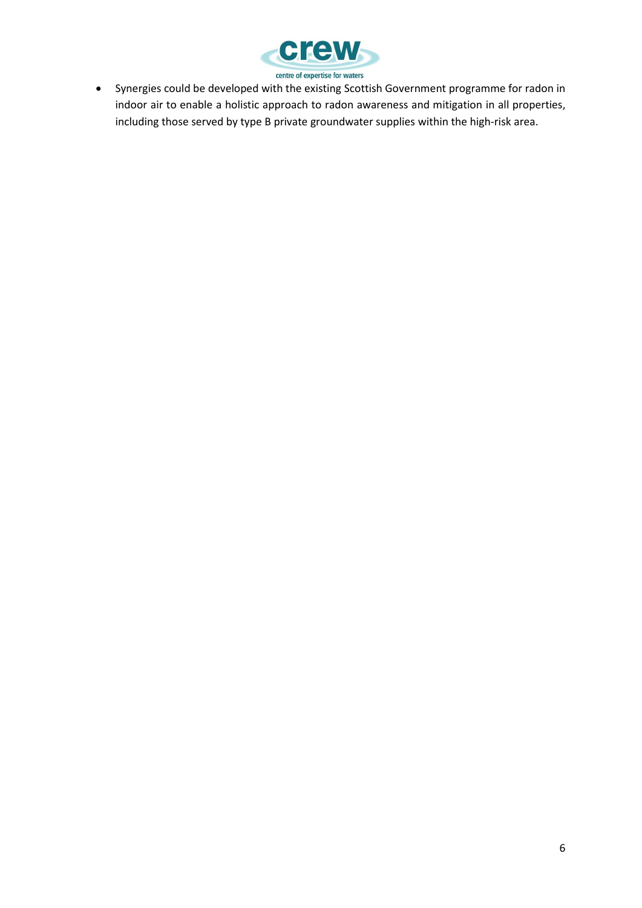- Synergies could be developed with the existing Scottish Government programme for radon in indoor air to enable a holistic approach to radon awareness and mitigation in all properties, including those served by type B private groundwater supplies within the high-risk area.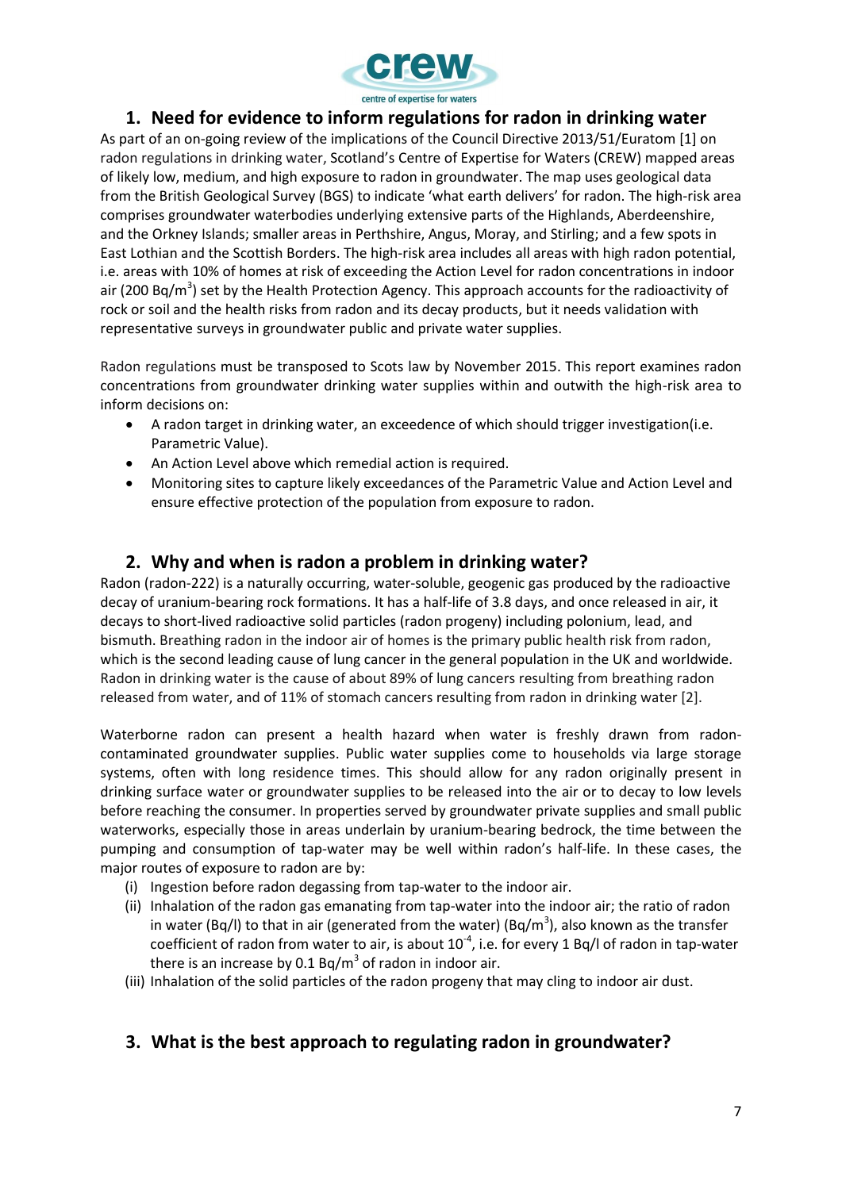## 1. Need for evidence to inform regulations for radon in drinking water

As part of an on-going review of the implications of the Council Directive 2013/51/Euratom [1] on radon regulations in drinking water, Scotland's Centre of Expertise for Waters (CREW) mapped areas of likely low, medium, and high exposure to radon in groundwater. The map uses geological data from the British Geological Survey (BGS) to indicate 'what earth delivers' for radon. The high-risk area comprises groundwater waterbodies underlying extensive parts of the Highlands, Aberdeenshire, and the Orkney Islands; smaller areas in Perthshire, Angus, Moray, and Stirling; and a few spots in East Lothian and the Scottish Borders. The high-risk area includes all areas with high radon potential, i.e. areas with 10% of homes at risk of exceeding the Action Level for radon concentrations in indoor air (200 Bq/m$^3$) set by the Health Protection Agency. This approach accounts for the radioactivity of rock or soil and the health risks from radon and its decay products, but it needs validation with representative surveys in groundwater public and private water supplies.

Radon regulations must be transposed to Scots law by November 2015. This report examines radon concentrations from groundwater drinking water supplies within and outwith the high-risk area to inform decisions on:

- A radon target in drinking water, an exceedence of which should trigger investigation(i.e. Parametric Value).
- An Action Level above which remedial action is required.
- Monitoring sites to capture likely exceedances of the Parametric Value and Action Level and ensure effective protection of the population from exposure to radon.

## 2. Why and when is radon a problem in drinking water?

Radon (radon-222) is a naturally occurring, water-soluble, geogenic gas produced by the radioactive decay of uranium-bearing rock formations. It has a half-life of 3.8 days, and once released in air, it decays to short-lived radioactive solid particles (radon progeny) including polonium, lead, and bismuth. Breathing radon in the indoor air of homes is the primary public health risk from radon, which is the second leading cause of lung cancer in the general population in the UK and worldwide. Radon in drinking water is the cause of about 89% of lung cancers resulting from breathing radon released from water, and of 11% of stomach cancers resulting from radon in drinking water [2].

Waterborne radon can present a health hazard when water is freshly drawn from radon-contaminated groundwater supplies. Public water supplies come to households via large storage systems, often with long residence times. This should allow for any radon originally present in drinking surface water or groundwater supplies to be released into the air or to decay to low levels before reaching the consumer. In properties served by groundwater private supplies and small public waterworks, especially those in areas underlain by uranium-bearing bedrock, the time between the pumping and consumption of tap-water may be well within radon's half-life. In these cases, the major routes of exposure to radon are by:

(i) Ingestion before radon degassing from tap-water to the indoor air.
(ii) Inhalation of the radon gas emanating from tap-water into the indoor air; the ratio of radon in water (Bq/l) to that in air (generated from the water) (Bq/m$^3$), also known as the transfer coefficient of radon from water to air, is about $10^{-4}$, i.e. for every 1 Bq/l of radon in tap-water there is an increase by 0.1 Bq/m$^3$ of radon in indoor air.
(iii) Inhalation of the solid particles of the radon progeny that may cling to indoor air dust.

## 3. What is the best approach to regulating radon in groundwater?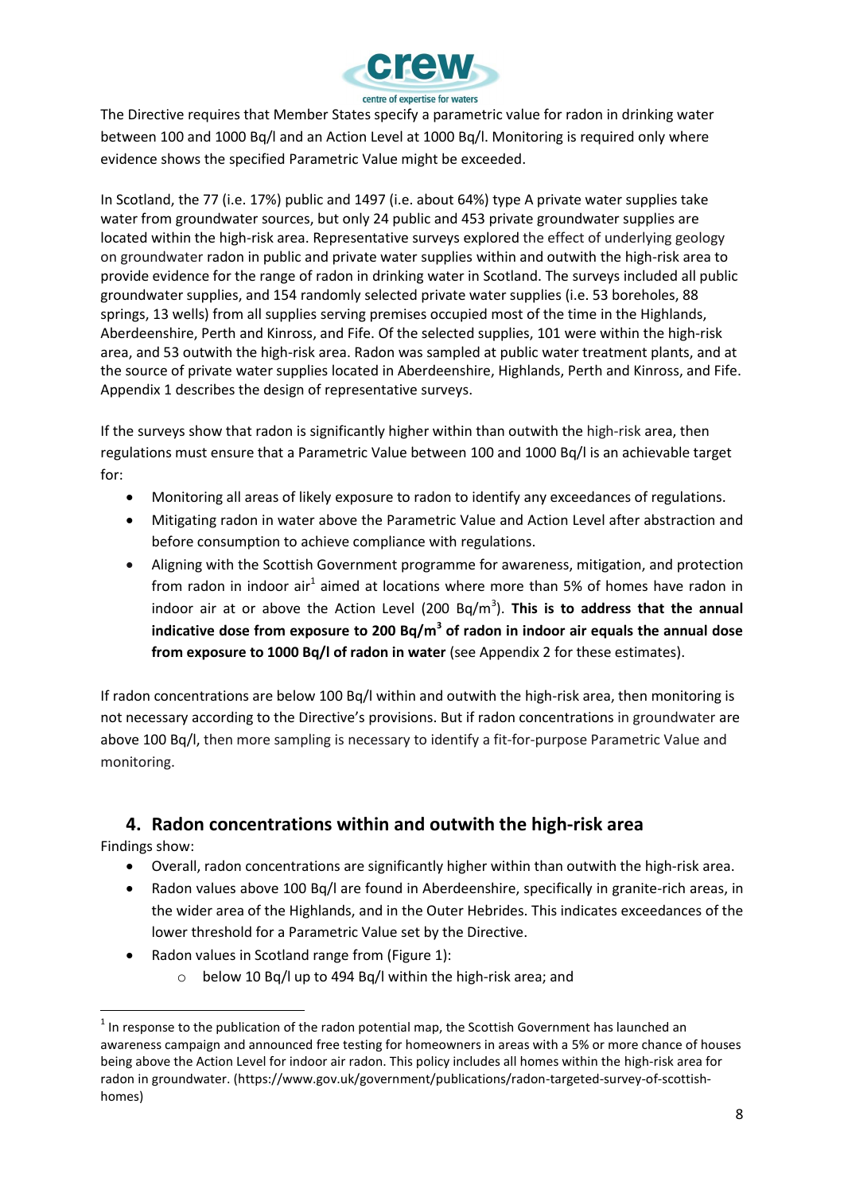The Directive requires that Member States specify a parametric value for radon in drinking water between 100 and 1000 Bq/l and an Action Level at 1000 Bq/l. Monitoring is required only where evidence shows the specified Parametric Value might be exceeded.

In Scotland, the 77 (i.e. 17%) public and 1497 (i.e. about 64%) type A private water supplies take water from groundwater sources, but only 24 public and 453 private groundwater supplies are located within the high-risk area. Representative surveys explored the effect of underlying geology on groundwater radon in public and private water supplies within and outwith the high-risk area to provide evidence for the range of radon in drinking water in Scotland. The surveys included all public groundwater supplies, and 154 randomly selected private water supplies (i.e. 53 boreholes, 88 springs, 13 wells) from all supplies serving premises occupied most of the time in the Highlands, Aberdeenshire, Perth and Kinross, and Fife. Of the selected supplies, 101 were within the high-risk area, and 53 outwith the high-risk area. Radon was sampled at public water treatment plants, and at the source of private water supplies located in Aberdeenshire, Highlands, Perth and Kinross, and Fife. Appendix 1 describes the design of representative surveys.

If the surveys show that radon is significantly higher within than outwith the high-risk area, then regulations must ensure that a Parametric Value between 100 and 1000 Bq/l is an achievable target for:

- Monitoring all areas of likely exposure to radon to identify any exceedances of regulations.
- Mitigating radon in water above the Parametric Value and Action Level after abstraction and before consumption to achieve compliance with regulations.
- Aligning with the Scottish Government programme for awareness, mitigation, and protection from radon in indoor air[1] aimed at locations where more than 5% of homes have radon in indoor air at or above the Action Level (200 Bq/m$^3$). **This is to address that the annual indicative dose from exposure to 200 Bq/m$^3$ of radon in indoor air equals the annual dose from exposure to 1000 Bq/l of radon in water** (see Appendix 2 for these estimates).

If radon concentrations are below 100 Bq/l within and outwith the high-risk area, then monitoring is not necessary according to the Directive's provisions. But if radon concentrations in groundwater are above 100 Bq/l, then more sampling is necessary to identify a fit-for-purpose Parametric Value and monitoring.

## 4. Radon concentrations within and outwith the high-risk area

Findings show:

- Overall, radon concentrations are significantly higher within than outwith the high-risk area.
- Radon values above 100 Bq/l are found in Aberdeenshire, specifically in granite-rich areas, in the wider area of the Highlands, and in the Outer Hebrides. This indicates exceedances of the lower threshold for a Parametric Value set by the Directive.
- Radon values in Scotland range from (Figure 1):
  - below 10 Bq/l up to 494 Bq/l within the high-risk area; and

[1] In response to the publication of the radon potential map, the Scottish Government has launched an awareness campaign and announced free testing for homeowners in areas with a 5% or more chance of houses being above the Action Level for indoor air radon. This policy includes all homes within the high-risk area for radon in groundwater. (https://www.gov.uk/government/publications/radon-targeted-survey-of-scottish-homes)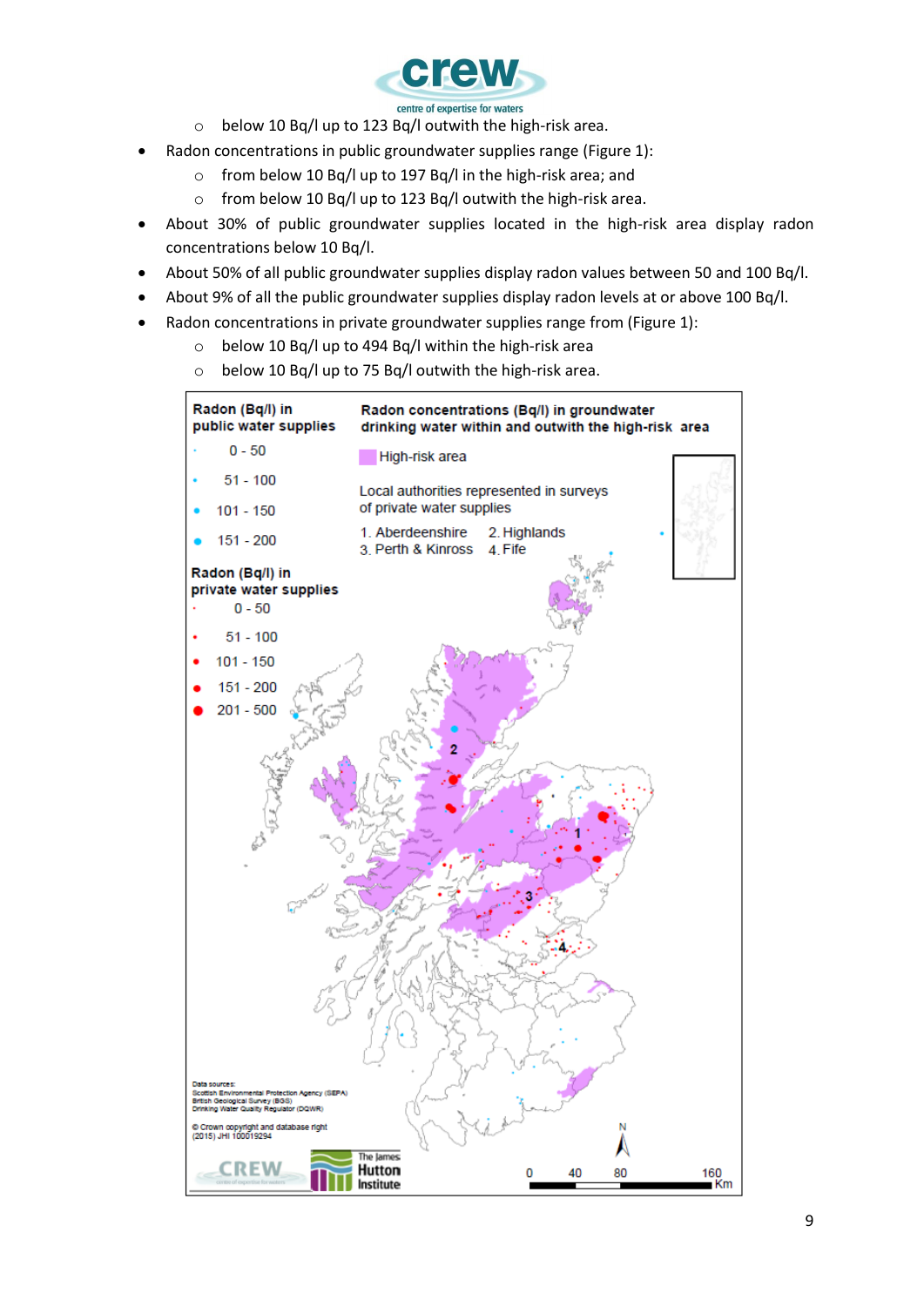- below 10 Bq/l up to 123 Bq/l outwith the high-risk area.

- Radon concentrations in public groundwater supplies range (Figure 1):
  - from below 10 Bq/l up to 197 Bq/l in the high-risk area; and
  - from below 10 Bq/l up to 123 Bq/l outwith the high-risk area.
- About 30% of public groundwater supplies located in the high-risk area display radon concentrations below 10 Bq/l.
- About 50% of all public groundwater supplies display radon values between 50 and 100 Bq/l.
- About 9% of all the public groundwater supplies display radon levels at or above 100 Bq/l.
- Radon concentrations in private groundwater supplies range from (Figure 1):
  - below 10 Bq/l up to 494 Bq/l within the high-risk area
  - below 10 Bq/l up to 75 Bq/l outwith the high-risk area.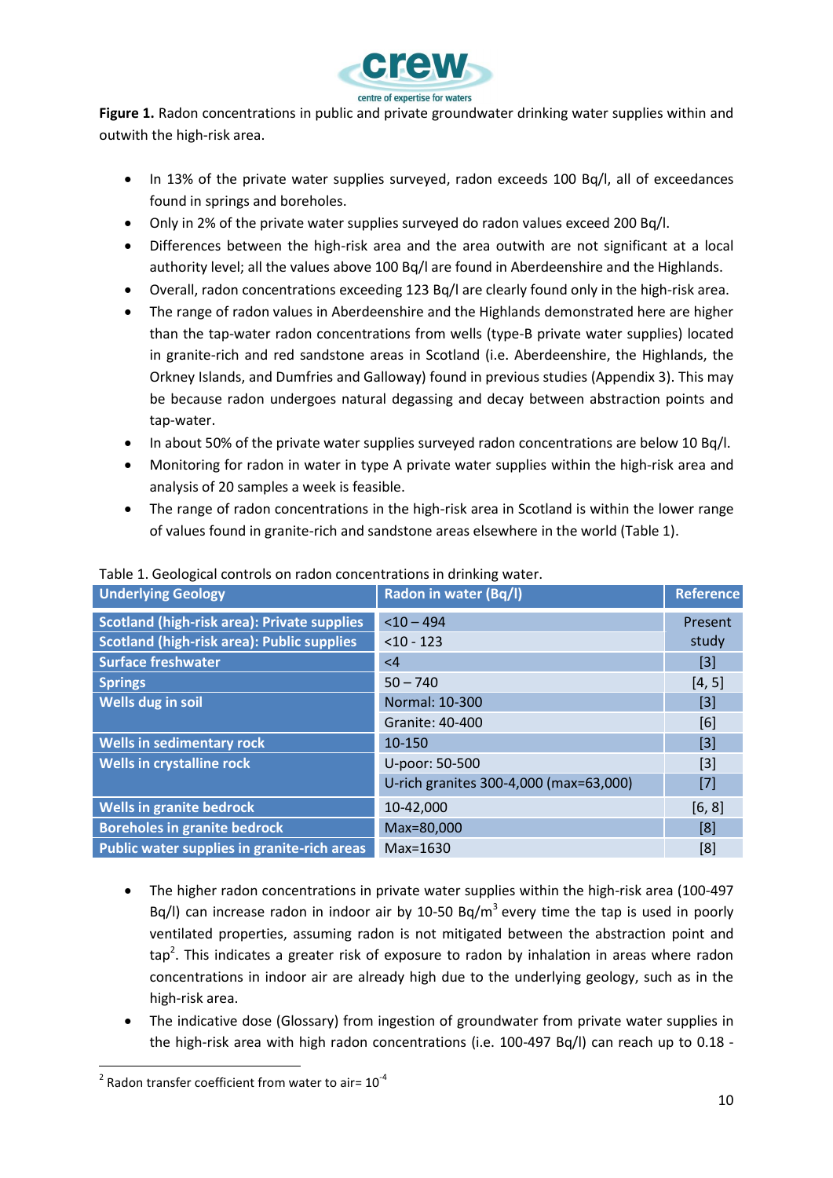**Figure 1.** Radon concentrations in public and private groundwater drinking water supplies within and outwith the high-risk area.

- In 13% of the private water supplies surveyed, radon exceeds 100 Bq/l, all of exceedances found in springs and boreholes.
- Only in 2% of the private water supplies surveyed do radon values exceed 200 Bq/l.
- Differences between the high-risk area and the area outwith are not significant at a local authority level; all the values above 100 Bq/l are found in Aberdeenshire and the Highlands.
- Overall, radon concentrations exceeding 123 Bq/l are clearly found only in the high-risk area.
- The range of radon values in Aberdeenshire and the Highlands demonstrated here are higher than the tap-water radon concentrations from wells (type-B private water supplies) located in granite-rich and red sandstone areas in Scotland (i.e. Aberdeenshire, the Highlands, the Orkney Islands, and Dumfries and Galloway) found in previous studies (Appendix 3). This may be because radon undergoes natural degassing and decay between abstraction points and tap-water.
- In about 50% of the private water supplies surveyed radon concentrations are below 10 Bq/l.
- Monitoring for radon in water in type A private water supplies within the high-risk area and analysis of 20 samples a week is feasible.
- The range of radon concentrations in the high-risk area in Scotland is within the lower range of values found in granite-rich and sandstone areas elsewhere in the world (Table 1).

Table 1. Geological controls on radon concentrations in drinking water.

| Underlying Geology | Radon in water (Bq/l) | Reference |
|---|---|---|
| Scotland (high-risk area): Private supplies | <10 – 494 | Present study |
| Scotland (high-risk area): Public supplies | <10 - 123 | |
| Surface freshwater | <4 | [3] |
| Springs | 50 – 740 | [4, 5] |
| Wells dug in soil | Normal: 10-300 | [3] |
| | Granite: 40-400 | [6] |
| Wells in sedimentary rock | 10-150 | [3] |
| Wells in crystalline rock | U-poor: 50-500 | [3] |
| | U-rich granites 300-4,000 (max=63,000) | [7] |
| Wells in granite bedrock | 10-42,000 | [6, 8] |
| Boreholes in granite bedrock | Max=80,000 | [8] |
| Public water supplies in granite-rich areas | Max=1630 | [8] |

- The higher radon concentrations in private water supplies within the high-risk area (100-497 Bq/l) can increase radon in indoor air by 10-50 Bq/m$^3$ every time the tap is used in poorly ventilated properties, assuming radon is not mitigated between the abstraction point and tap[2]. This indicates a greater risk of exposure to radon by inhalation in areas where radon concentrations in indoor air are already high due to the underlying geology, such as in the high-risk area.
- The indicative dose (Glossary) from ingestion of groundwater from private water supplies in the high-risk area with high radon concentrations (i.e. 100-497 Bq/l) can reach up to 0.18 -

[2] Radon transfer coefficient from water to air= $10^{-4}$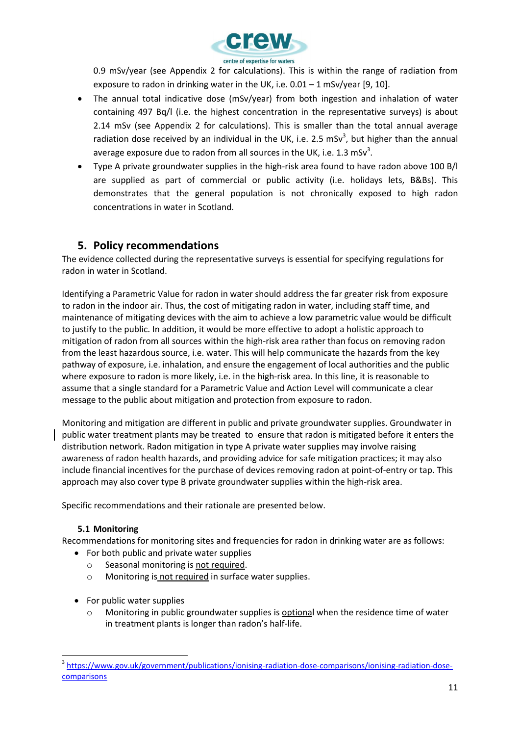0.9 mSv/year (see Appendix 2 for calculations). This is within the range of radiation from exposure to radon in drinking water in the UK, i.e. 0.01 – 1 mSv/year [9, 10].

- The annual total indicative dose (mSv/year) from both ingestion and inhalation of water containing 497 Bq/l (i.e. the highest concentration in the representative surveys) is about 2.14 mSv (see Appendix 2 for calculations). This is smaller than the total annual average radiation dose received by an individual in the UK, i.e. 2.5 mSv[3], but higher than the annual average exposure due to radon from all sources in the UK, i.e. 1.3 mSv[3].
- Type A private groundwater supplies in the high-risk area found to have radon above 100 B/l are supplied as part of commercial or public activity (i.e. holidays lets, B&Bs). This demonstrates that the general population is not chronically exposed to high radon concentrations in water in Scotland.

## 5. Policy recommendations

The evidence collected during the representative surveys is essential for specifying regulations for radon in water in Scotland.

Identifying a Parametric Value for radon in water should address the far greater risk from exposure to radon in the indoor air. Thus, the cost of mitigating radon in water, including staff time, and maintenance of mitigating devices with the aim to achieve a low parametric value would be difficult to justify to the public. In addition, it would be more effective to adopt a holistic approach to mitigation of radon from all sources within the high-risk area rather than focus on removing radon from the least hazardous source, i.e. water. This will help communicate the hazards from the key pathway of exposure, i.e. inhalation, and ensure the engagement of local authorities and the public where exposure to radon is more likely, i.e. in the high-risk area. In this line, it is reasonable to assume that a single standard for a Parametric Value and Action Level will communicate a clear message to the public about mitigation and protection from exposure to radon.

Monitoring and mitigation are different in public and private groundwater supplies. Groundwater in public water treatment plants may be treated to ensure that radon is mitigated before it enters the distribution network. Radon mitigation in type A private water supplies may involve raising awareness of radon health hazards, and providing advice for safe mitigation practices; it may also include financial incentives for the purchase of devices removing radon at point-of-entry or tap. This approach may also cover type B private groundwater supplies within the high-risk area.

Specific recommendations and their rationale are presented below.

### 5.1 Monitoring

Recommendations for monitoring sites and frequencies for radon in drinking water are as follows:

- For both public and private water supplies
  - Seasonal monitoring is not required.
  - Monitoring is not required in surface water supplies.

- For public water supplies
  - Monitoring in public groundwater supplies is optional when the residence time of water in treatment plants is longer than radon's half-life.

[3] https://www.gov.uk/government/publications/ionising-radiation-dose-comparisons/ionising-radiation-dose-comparisons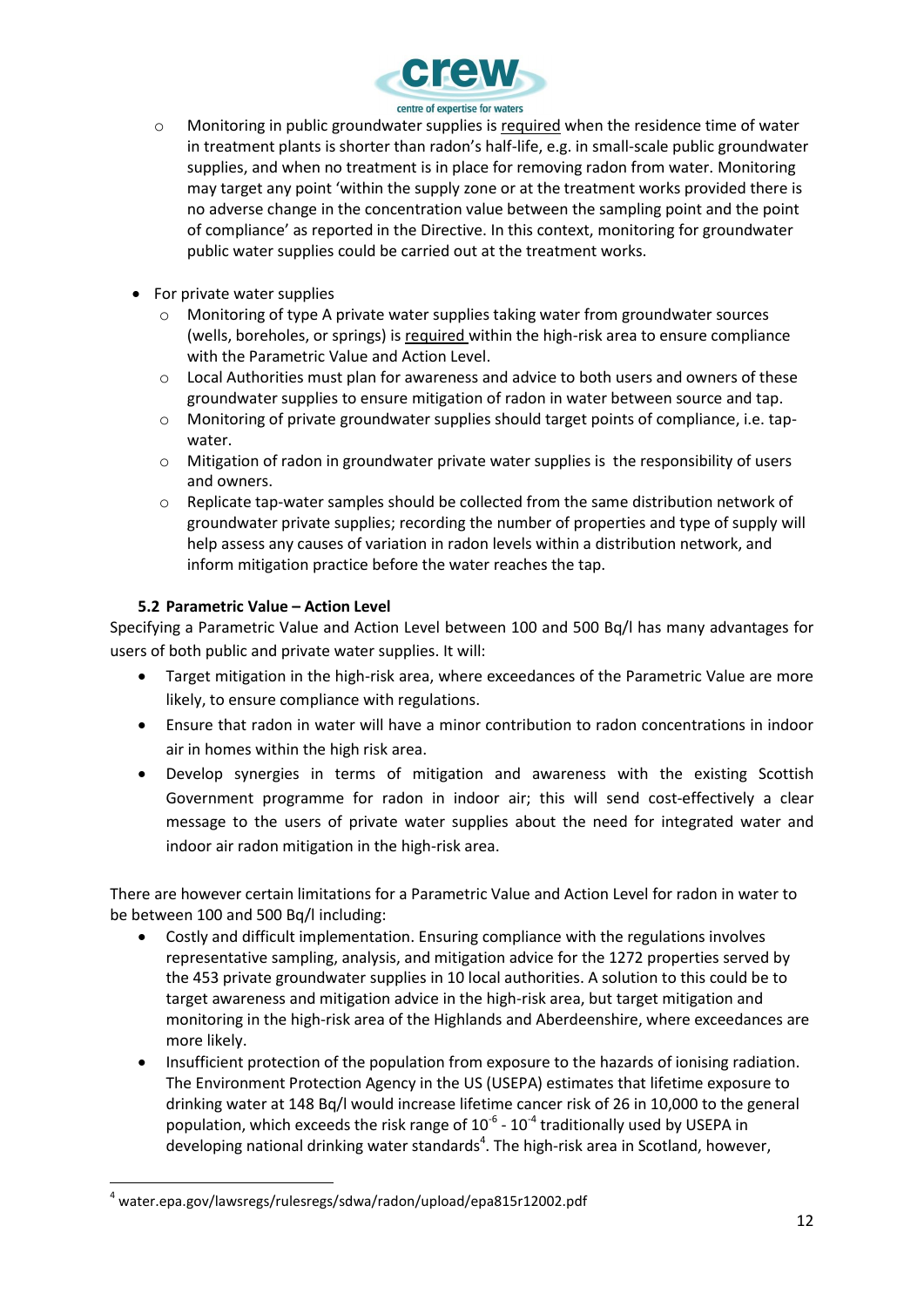- Monitoring in public groundwater supplies is <u>required</u> when the residence time of water in treatment plants is shorter than radon's half-life, e.g. in small-scale public groundwater supplies, and when no treatment is in place for removing radon from water. Monitoring may target any point 'within the supply zone or at the treatment works provided there is no adverse change in the concentration value between the sampling point and the point of compliance' as reported in the Directive. In this context, monitoring for groundwater public water supplies could be carried out at the treatment works.

- For private water supplies
  - Monitoring of type A private water supplies taking water from groundwater sources (wells, boreholes, or springs) is <u>required</u> within the high-risk area to ensure compliance with the Parametric Value and Action Level.
  - Local Authorities must plan for awareness and advice to both users and owners of these groundwater supplies to ensure mitigation of radon in water between source and tap.
  - Monitoring of private groundwater supplies should target points of compliance, i.e. tap-water.
  - Mitigation of radon in groundwater private water supplies is the responsibility of users and owners.
  - Replicate tap-water samples should be collected from the same distribution network of groundwater private supplies; recording the number of properties and type of supply will help assess any causes of variation in radon levels within a distribution network, and inform mitigation practice before the water reaches the tap.

### 5.2 Parametric Value – Action Level

Specifying a Parametric Value and Action Level between 100 and 500 Bq/l has many advantages for users of both public and private water supplies. It will:

- Target mitigation in the high-risk area, where exceedances of the Parametric Value are more likely, to ensure compliance with regulations.
- Ensure that radon in water will have a minor contribution to radon concentrations in indoor air in homes within the high risk area.
- Develop synergies in terms of mitigation and awareness with the existing Scottish Government programme for radon in indoor air; this will send cost-effectively a clear message to the users of private water supplies about the need for integrated water and indoor air radon mitigation in the high-risk area.

There are however certain limitations for a Parametric Value and Action Level for radon in water to be between 100 and 500 Bq/l including:

- Costly and difficult implementation. Ensuring compliance with the regulations involves representative sampling, analysis, and mitigation advice for the 1272 properties served by the 453 private groundwater supplies in 10 local authorities. A solution to this could be to target awareness and mitigation advice in the high-risk area, but target mitigation and monitoring in the high-risk area of the Highlands and Aberdeenshire, where exceedances are more likely.
- Insufficient protection of the population from exposure to the hazards of ionising radiation. The Environment Protection Agency in the US (USEPA) estimates that lifetime exposure to drinking water at 148 Bq/l would increase lifetime cancer risk of 26 in 10,000 to the general population, which exceeds the risk range of $10^{-6}$ - $10^{-4}$ traditionally used by USEPA in developing national drinking water standards[4]. The high-risk area in Scotland, however,

[4] water.epa.gov/lawsregs/rulesregs/sdwa/radon/upload/epa815r12002.pdf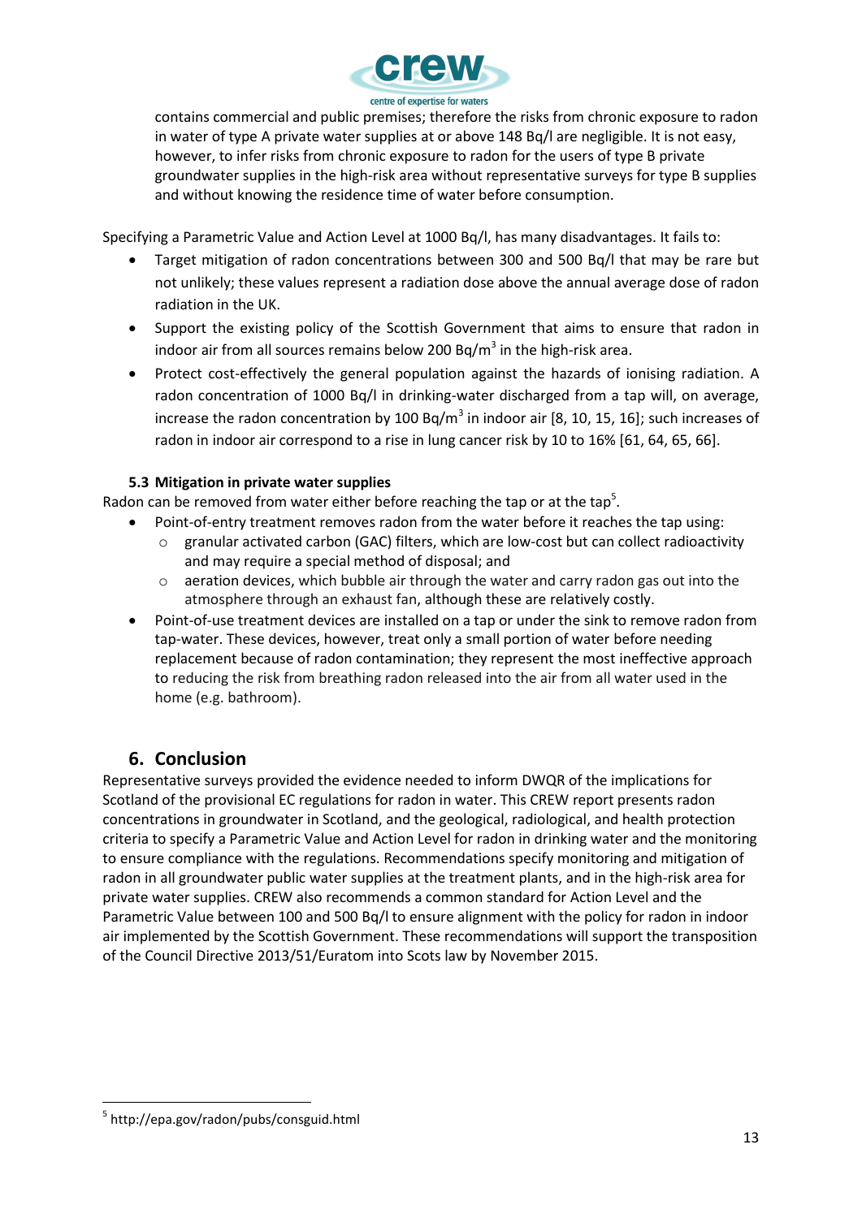contains commercial and public premises; therefore the risks from chronic exposure to radon in water of type A private water supplies at or above 148 Bq/l are negligible. It is not easy, however, to infer risks from chronic exposure to radon for the users of type B private groundwater supplies in the high-risk area without representative surveys for type B supplies and without knowing the residence time of water before consumption.

Specifying a Parametric Value and Action Level at 1000 Bq/l, has many disadvantages. It fails to:

- Target mitigation of radon concentrations between 300 and 500 Bq/l that may be rare but not unlikely; these values represent a radiation dose above the annual average dose of radon radiation in the UK.
- Support the existing policy of the Scottish Government that aims to ensure that radon in indoor air from all sources remains below 200 Bq/m$^3$ in the high-risk area.
- Protect cost-effectively the general population against the hazards of ionising radiation. A radon concentration of 1000 Bq/l in drinking-water discharged from a tap will, on average, increase the radon concentration by 100 Bq/m$^3$ in indoor air [8, 10, 15, 16]; such increases of radon in indoor air correspond to a rise in lung cancer risk by 10 to 16% [61, 64, 65, 66].

### 5.3 Mitigation in private water supplies

Radon can be removed from water either before reaching the tap or at the tap[5].

- Point-of-entry treatment removes radon from the water before it reaches the tap using:
  - granular activated carbon (GAC) filters, which are low-cost but can collect radioactivity and may require a special method of disposal; and
  - aeration devices, which bubble air through the water and carry radon gas out into the atmosphere through an exhaust fan, although these are relatively costly.
- Point-of-use treatment devices are installed on a tap or under the sink to remove radon from tap-water. These devices, however, treat only a small portion of water before needing replacement because of radon contamination; they represent the most ineffective approach to reducing the risk from breathing radon released into the air from all water used in the home (e.g. bathroom).

## 6. Conclusion

Representative surveys provided the evidence needed to inform DWQR of the implications for Scotland of the provisional EC regulations for radon in water. This CREW report presents radon concentrations in groundwater in Scotland, and the geological, radiological, and health protection criteria to specify a Parametric Value and Action Level for radon in drinking water and the monitoring to ensure compliance with the regulations. Recommendations specify monitoring and mitigation of radon in all groundwater public water supplies at the treatment plants, and in the high-risk area for private water supplies. CREW also recommends a common standard for Action Level and the Parametric Value between 100 and 500 Bq/l to ensure alignment with the policy for radon in indoor air implemented by the Scottish Government. These recommendations will support the transposition of the Council Directive 2013/51/Euratom into Scots law by November 2015.

[5] http://epa.gov/radon/pubs/consguid.html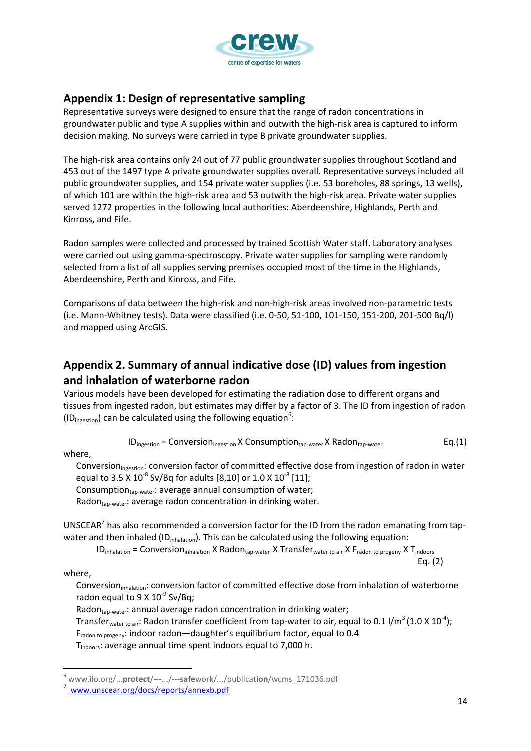## Appendix 1: Design of representative sampling

Representative surveys were designed to ensure that the range of radon concentrations in groundwater public and type A supplies within and outwith the high-risk area is captured to inform decision making. No surveys were carried in type B private groundwater supplies.

The high-risk area contains only 24 out of 77 public groundwater supplies throughout Scotland and 453 out of the 1497 type A private groundwater supplies overall. Representative surveys included all public groundwater supplies, and 154 private water supplies (i.e. 53 boreholes, 88 springs, 13 wells), of which 101 are within the high-risk area and 53 outwith the high-risk area. Private water supplies served 1272 properties in the following local authorities: Aberdeenshire, Highlands, Perth and Kinross, and Fife.

Radon samples were collected and processed by trained Scottish Water staff. Laboratory analyses were carried out using gamma-spectroscopy. Private water supplies for sampling were randomly selected from a list of all supplies serving premises occupied most of the time in the Highlands, Aberdeenshire, Perth and Kinross, and Fife.

Comparisons of data between the high-risk and non-high-risk areas involved non-parametric tests (i.e. Mann-Whitney tests). Data were classified (i.e. 0-50, 51-100, 101-150, 151-200, 201-500 Bq/l) and mapped using ArcGIS.

## Appendix 2. Summary of annual indicative dose (ID) values from ingestion and inhalation of waterborne radon

Various models have been developed for estimating the radiation dose to different organs and tissues from ingested radon, but estimates may differ by a factor of 3. The ID from ingestion of radon ($ID_{ingestion}$) can be calculated using the following equation[6]:

$$ID_{ingestion} = Conversion_{ingestion} \times Consumption_{tap\text{-}water} \times Radon_{tap\text{-}water} \quad \text{Eq.(1)}$$

where,

$Conversion_{ingestion}$: conversion factor of committed effective dose from ingestion of radon in water equal to $3.5 \times 10^{-8}$ Sv/Bq for adults [8,10] or $1.0 \times 10^{-8}$ [11];
$Consumption_{tap\text{-}water}$: average annual consumption of water;
$Radon_{tap\text{-}water}$: average radon concentration in drinking water.

UNSCEAR[7] has also recommended a conversion factor for the ID from the radon emanating from tap-water and then inhaled ($ID_{inhalation}$). This can be calculated using the following equation:

$$ID_{inhalation} = Conversion_{inhalation} \times Radon_{tap\text{-}water} \times Transfer_{water\ to\ air} \times F_{radon\ to\ progeny} \times T_{indoors} \quad \text{Eq. (2)}$$

where,

$Conversion_{inhalation}$: conversion factor of committed effective dose from inhalation of waterborne radon equal to $9 \times 10^{-9}$ Sv/Bq;
$Radon_{tap\text{-}water}$: annual average radon concentration in drinking water;
$Transfer_{water\ to\ air}$: Radon transfer coefficient from tap-water to air, equal to 0.1 l/m$^3$ ($1.0 \times 10^{-4}$);
$F_{radon\ to\ progeny}$: indoor radon—daughter's equilibrium factor, equal to 0.4
$T_{indoors}$: average annual time spent indoors equal to 7,000 h.

---

[6] www.ilo.org/...**protect**/---.../---**safe**work/.../publicat**ion**/wcms_171036.pdf
[7] www.unscear.org/docs/reports/annexb.pdf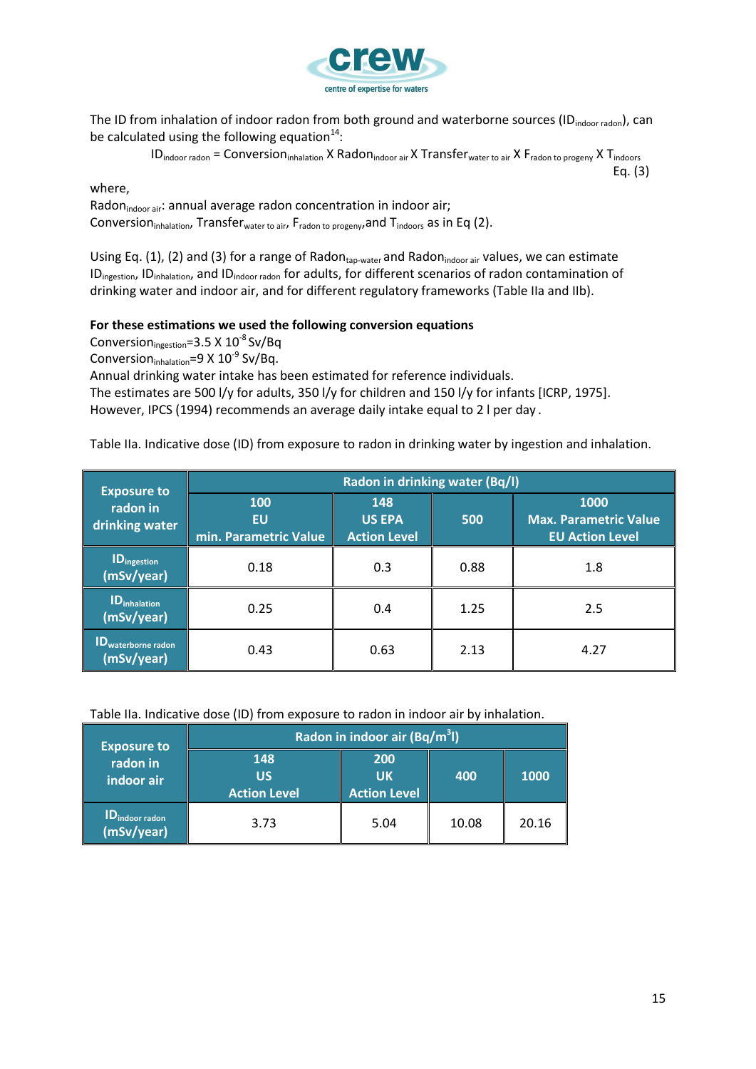The ID from inhalation of indoor radon from both ground and waterborne sources ($ID_{indoor\ radon}$), can be calculated using the following equation[14]:

$$ID_{indoor\ radon} = Conversion_{inhalation} \times Radon_{indoor\ air} \times Transfer_{water\ to\ air} \times F_{radon\ to\ progeny} \times T_{indoors} \quad \text{Eq. (3)}$$

where,

$Radon_{indoor\ air}$: annual average radon concentration in indoor air;

$Conversion_{inhalation}$, $Transfer_{water\ to\ air}$, $F_{radon\ to\ progeny}$, and $T_{indoors}$ as in Eq (2).

Using Eq. (1), (2) and (3) for a range of $Radon_{tap\text{-}water}$ and $Radon_{indoor\ air}$ values, we can estimate $ID_{ingestion}$, $ID_{inhalation}$, and $ID_{indoor\ radon}$ for adults, for different scenarios of radon contamination of drinking water and indoor air, and for different regulatory frameworks (Table IIa and IIb).

**For these estimations we used the following conversion equations**

$Conversion_{ingestion}$=3.5 X $10^{-8}$ Sv/Bq

$Conversion_{inhalation}$=9 X $10^{-9}$ Sv/Bq.

Annual drinking water intake has been estimated for reference individuals.

The estimates are 500 l/y for adults, 350 l/y for children and 150 l/y for infants [ICRP, 1975].

However, IPCS (1994) recommends an average daily intake equal to 2 l per day .

Table IIa. Indicative dose (ID) from exposure to radon in drinking water by ingestion and inhalation.

| Exposure to radon in drinking water | Radon in drinking water (Bq/l) | | | |
|---|---|---|---|---|
| | 100 EU min. Parametric Value | 148 US EPA Action Level | 500 | 1000 Max. Parametric Value EU Action Level |
| $ID_{ingestion}$ (mSv/year) | 0.18 | 0.3 | 0.88 | 1.8 |
| $ID_{inhalation}$ (mSv/year) | 0.25 | 0.4 | 1.25 | 2.5 |
| $ID_{waterborne\ radon}$ (mSv/year) | 0.43 | 0.63 | 2.13 | 4.27 |

Table IIa. Indicative dose (ID) from exposure to radon in indoor air by inhalation.

| Exposure to radon in indoor air | Radon in indoor air ($Bq/m^3l$) | | | |
|---|---|---|---|---|
| | 148 US Action Level | 200 UK Action Level | 400 | 1000 |
| $ID_{indoor\ radon}$ (mSv/year) | 3.73 | 5.04 | 10.08 | 20.16 |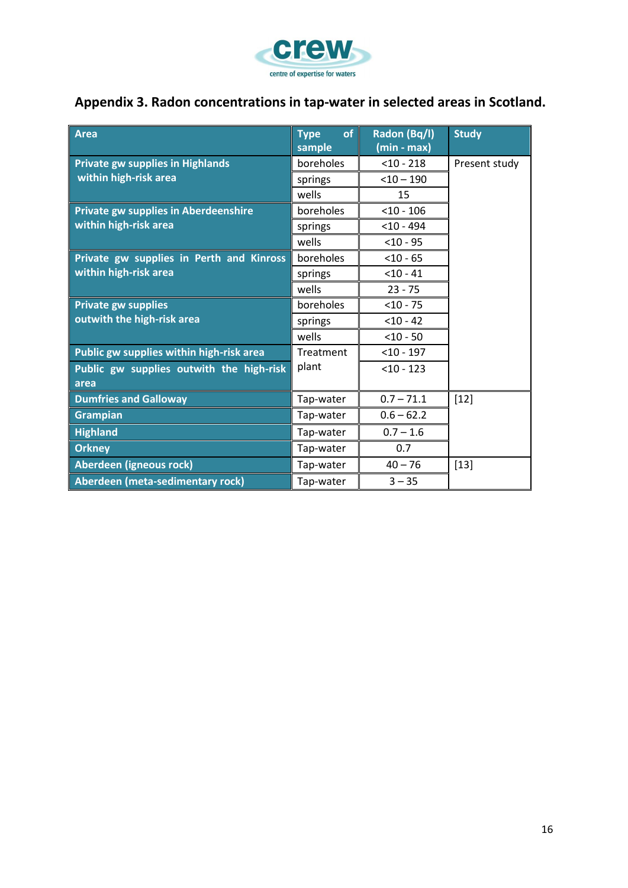## Appendix 3. Radon concentrations in tap-water in selected areas in Scotland.

| Area | Type of sample | Radon (Bq/l) (min - max) | Study |
|---|---|---|---|
| Private gw supplies in Highlands within high-risk area | boreholes | <10 - 218 | Present study |
| | springs | <10 – 190 | |
| | wells | 15 | |
| Private gw supplies in Aberdeenshire within high-risk area | boreholes | <10 - 106 | |
| | springs | <10 - 494 | |
| | wells | <10 - 95 | |
| Private gw supplies in Perth and Kinross within high-risk area | boreholes | <10 - 65 | |
| | springs | <10 - 41 | |
| | wells | 23 - 75 | |
| Private gw supplies outwith the high-risk area | boreholes | <10 - 75 | |
| | springs | <10 - 42 | |
| | wells | <10 - 50 | |
| Public gw supplies within high-risk area | Treatment plant | <10 - 197 | |
| Public gw supplies outwith the high-risk area | | <10 - 123 | |
| Dumfries and Galloway | Tap-water | 0.7 – 71.1 | [12] |
| Grampian | Tap-water | 0.6 – 62.2 | |
| Highland | Tap-water | 0.7 – 1.6 | |
| Orkney | Tap-water | 0.7 | |
| Aberdeen (igneous rock) | Tap-water | 40 – 76 | [13] |
| Aberdeen (meta-sedimentary rock) | Tap-water | 3 – 35 | |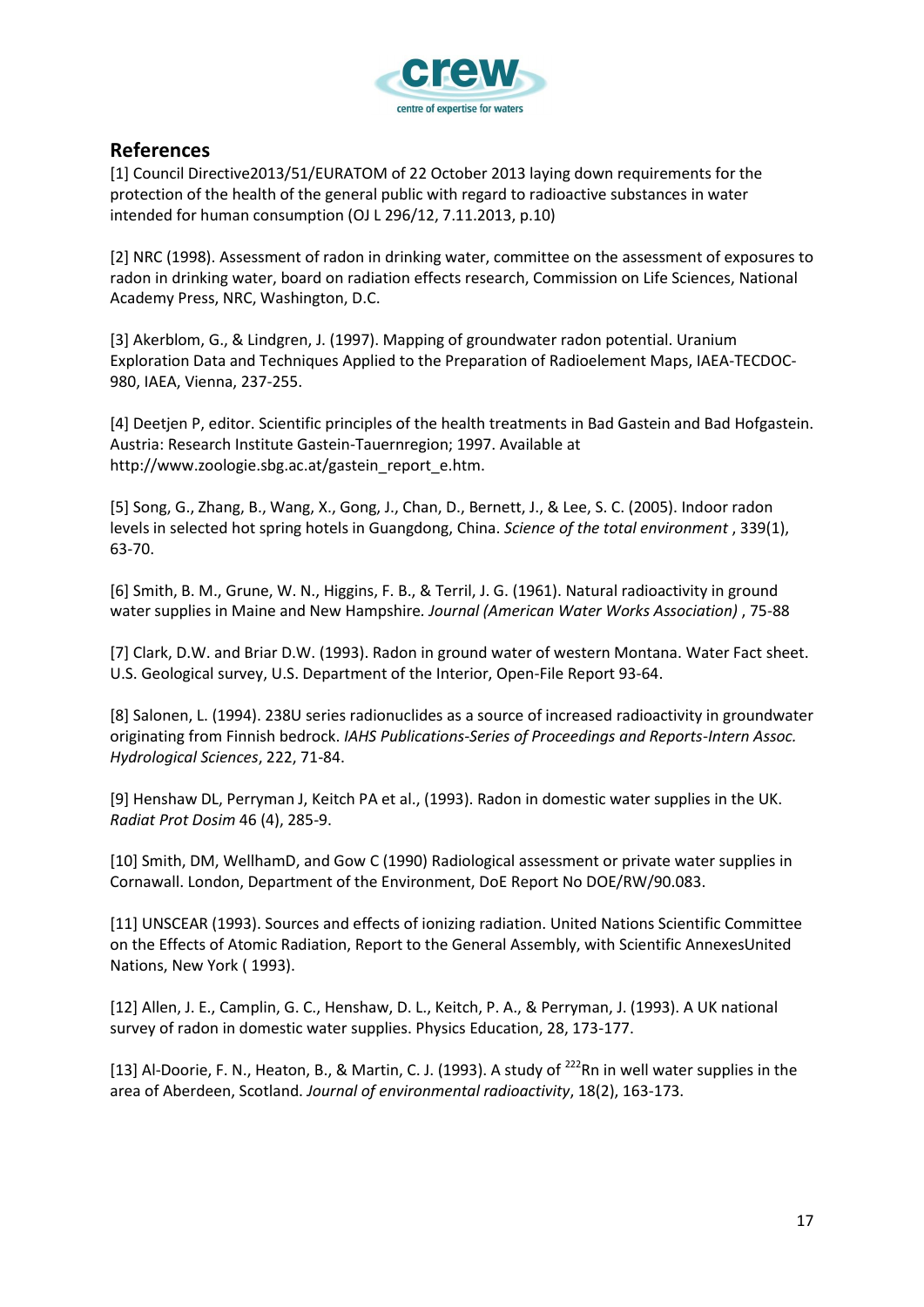## References

[1] Council Directive2013/51/EURATOM of 22 October 2013 laying down requirements for the protection of the health of the general public with regard to radioactive substances in water intended for human consumption (OJ L 296/12, 7.11.2013, p.10)

[2] NRC (1998). Assessment of radon in drinking water, committee on the assessment of exposures to radon in drinking water, board on radiation effects research, Commission on Life Sciences, National Academy Press, NRC, Washington, D.C.

[3] Akerblom, G., & Lindgren, J. (1997). Mapping of groundwater radon potential. Uranium Exploration Data and Techniques Applied to the Preparation of Radioelement Maps, IAEA-TECDOC-980, IAEA, Vienna, 237-255.

[4] Deetjen P, editor. Scientific principles of the health treatments in Bad Gastein and Bad Hofgastein. Austria: Research Institute Gastein-Tauernregion; 1997. Available at http://www.zoologie.sbg.ac.at/gastein_report_e.htm.

[5] Song, G., Zhang, B., Wang, X., Gong, J., Chan, D., Bernett, J., & Lee, S. C. (2005). Indoor radon levels in selected hot spring hotels in Guangdong, China. *Science of the total environment* , 339(1), 63-70.

[6] Smith, B. M., Grune, W. N., Higgins, F. B., & Terril, J. G. (1961). Natural radioactivity in ground water supplies in Maine and New Hampshire. *Journal (American Water Works Association)* , 75-88

[7] Clark, D.W. and Briar D.W. (1993). Radon in ground water of western Montana. Water Fact sheet. U.S. Geological survey, U.S. Department of the Interior, Open-File Report 93-64.

[8] Salonen, L. (1994). 238U series radionuclides as a source of increased radioactivity in groundwater originating from Finnish bedrock. *IAHS Publications-Series of Proceedings and Reports-Intern Assoc. Hydrological Sciences*, 222, 71-84.

[9] Henshaw DL, Perryman J, Keitch PA et al., (1993). Radon in domestic water supplies in the UK. *Radiat Prot Dosim* 46 (4), 285-9.

[10] Smith, DM, WellhamD, and Gow C (1990) Radiological assessment or private water supplies in Cornawall. London, Department of the Environment, DoE Report No DOE/RW/90.083.

[11] UNSCEAR (1993). Sources and effects of ionizing radiation. United Nations Scientific Committee on the Effects of Atomic Radiation, Report to the General Assembly, with Scientific AnnexesUnited Nations, New York ( 1993).

[12] Allen, J. E., Camplin, G. C., Henshaw, D. L., Keitch, P. A., & Perryman, J. (1993). A UK national survey of radon in domestic water supplies. Physics Education, 28, 173-177.

[13] Al-Doorie, F. N., Heaton, B., & Martin, C. J. (1993). A study of $^{222}$Rn in well water supplies in the area of Aberdeen, Scotland. *Journal of environmental radioactivity*, 18(2), 163-173.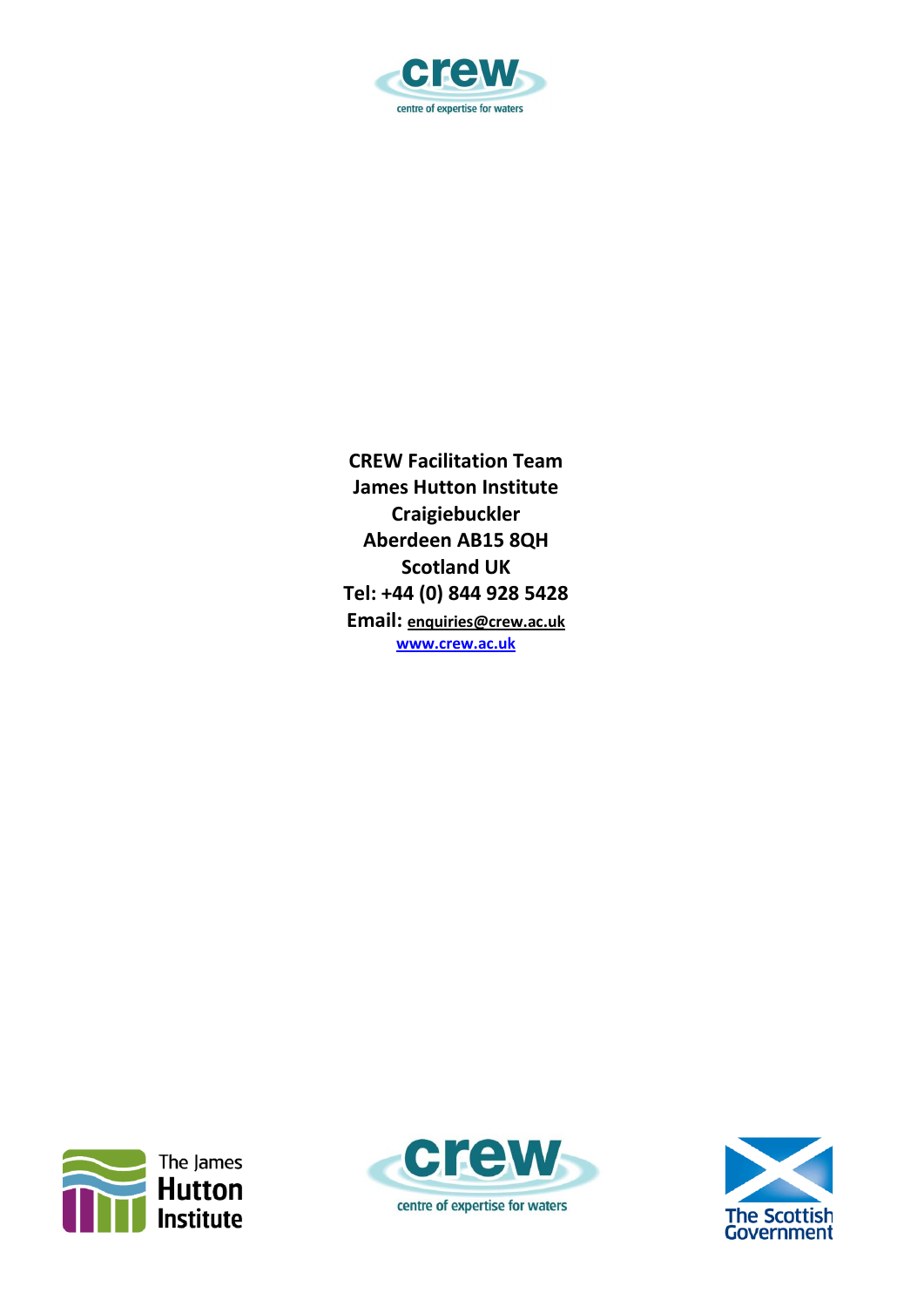**CREW Facilitation Team**
**James Hutton Institute**
**Craigiebuckler**
**Aberdeen AB15 8QH**
**Scotland UK**
**Tel: +44 (0) 844 928 5428**
**Email: enquiries@crew.ac.uk**
**www.crew.ac.uk**